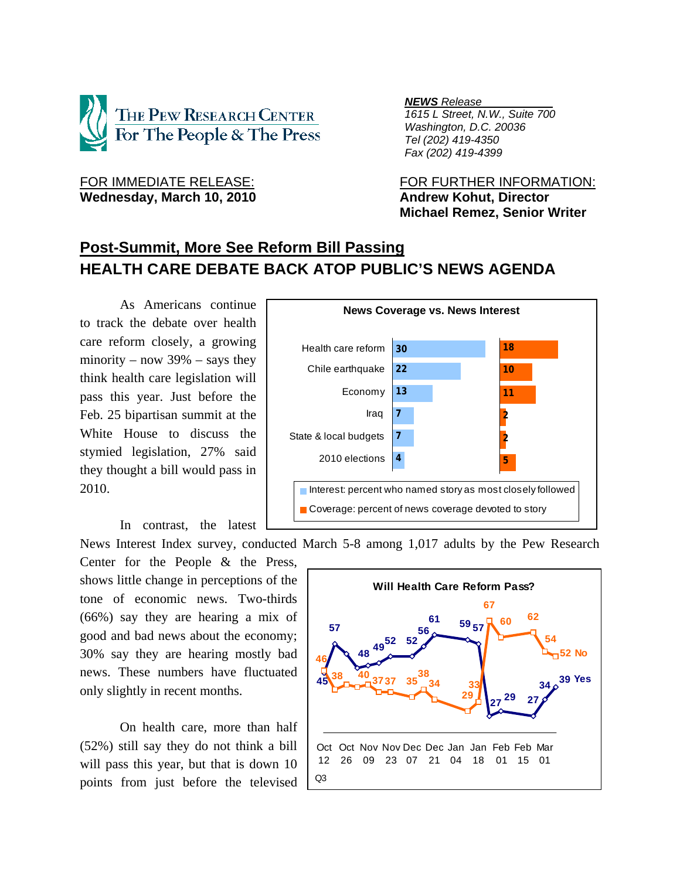THE PEW RESEARCH CENTER
For The People & The Press

***NEWS*** *Release*
*1615 L Street, N.W., Suite 700*
*Washington, D.C. 20036*
*Tel (202) 419-4350*
*Fax (202) 419-4399*

FOR IMMEDIATE RELEASE:
**Wednesday, March 10, 2010**

FOR FURTHER INFORMATION:
**Andrew Kohut, Director**
**Michael Remez, Senior Writer**

## Post-Summit, More See Reform Bill Passing
## HEALTH CARE DEBATE BACK ATOP PUBLIC'S NEWS AGENDA

**News Coverage vs. News Interest**

| | Interest: percent who named story as most closely followed | Coverage: percent of news coverage devoted to story |
|---|---|---|
| Health care reform | 30 | 18 |
| Chile earthquake | 22 | 10 |
| Economy | 13 | 11 |
| Iraq | 7 | 2 |
| State & local budgets | 7 | 2 |
| 2010 elections | 4 | 5 |

As Americans continue to track the debate over health care reform closely, a growing minority – now 39% – says they think health care legislation will pass this year. Just before the Feb. 25 bipartisan summit at the White House to discuss the stymied legislation, 27% said they thought a bill would pass in 2010.

In contrast, the latest News Interest Index survey, conducted March 5-8 among 1,017 adults by the Pew Research Center for the People & the Press, shows little change in perceptions of the tone of economic news. Two-thirds (66%) say they are hearing a mix of good and bad news about the economy; 30% say they are hearing mostly bad news. These numbers have fluctuated only slightly in recent months.

**Will Health Care Reform Pass?**

| | Oct 12 Q3 | | Oct 26 | | Nov 09 | | Nov 23 | | Dec 07 | | Dec 21 | | Jan 04 | | Jan 18 | | Feb 01 | | Feb 15 | | Mar 01 | |
|---|---|---|---|---|---|---|---|---|---|---|---|---|---|---|---|---|---|---|---|---|---|---|
| Yes | 45 | 57 | 48 | 49 | 52 | 52 | 56 | 61 | 59 | 57 | 27 | 29 | 27 | 34 | 39 |
| No | 46 | 38 | 40 | 37 | 37 | 35 | 38 | 34 | 29 | 33 | 67 | 60 | 62 | 54 | 52 |

On health care, more than half (52%) still say they do not think a bill will pass this year, but that is down 10 points from just before the televised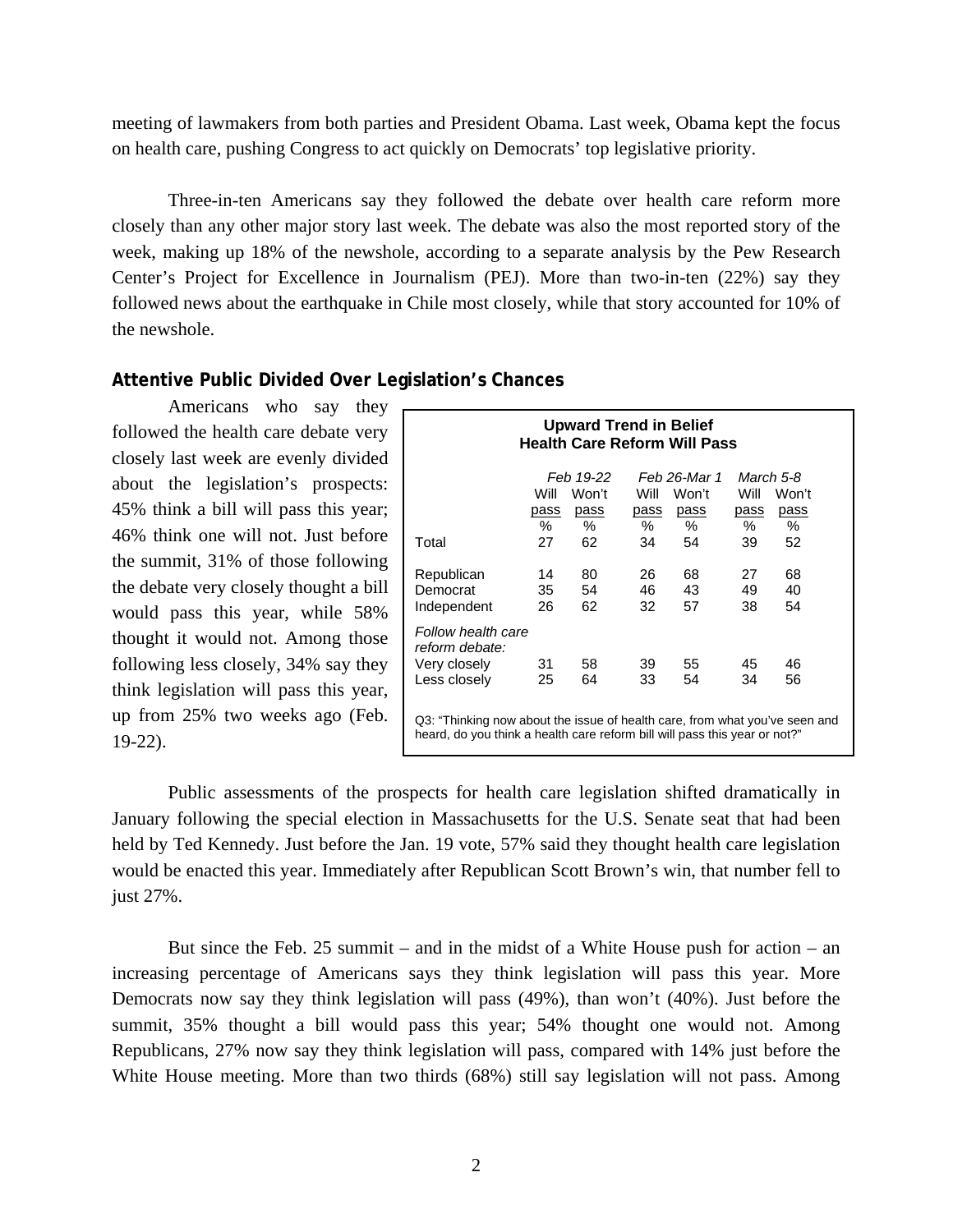meeting of lawmakers from both parties and President Obama. Last week, Obama kept the focus on health care, pushing Congress to act quickly on Democrats' top legislative priority.

Three-in-ten Americans say they followed the debate over health care reform more closely than any other major story last week. The debate was also the most reported story of the week, making up 18% of the newshole, according to a separate analysis by the Pew Research Center's Project for Excellence in Journalism (PEJ). More than two-in-ten (22%) say they followed news about the earthquake in Chile most closely, while that story accounted for 10% of the newshole.

## Attentive Public Divided Over Legislation's Chances

Americans who say they followed the health care debate very closely last week are evenly divided about the legislation's prospects: 45% think a bill will pass this year; 46% think one will not. Just before the summit, 31% of those following the debate very closely thought a bill would pass this year, while 58% thought it would not. Among those following less closely, 34% say they think legislation will pass this year, up from 25% two weeks ago (Feb. 19-22).

**Upward Trend in Belief Health Care Reform Will Pass**

| | *Feb 19-22* | | *Feb 26-Mar 1* | | *March 5-8* | |
|---|---|---|---|---|---|---|
| | Will pass | Won't pass | Will pass | Won't pass | Will pass | Won't pass |
| | % | % | % | % | % | % |
| Total | 27 | 62 | 34 | 54 | 39 | 52 |
| Republican | 14 | 80 | 26 | 68 | 27 | 68 |
| Democrat | 35 | 54 | 46 | 43 | 49 | 40 |
| Independent | 26 | 62 | 32 | 57 | 38 | 54 |
| *Follow health care reform debate:* | | | | | | |
| Very closely | 31 | 58 | 39 | 55 | 45 | 46 |
| Less closely | 25 | 64 | 33 | 54 | 34 | 56 |

Q3: "Thinking now about the issue of health care, from what you've seen and heard, do you think a health care reform bill will pass this year or not?"

Public assessments of the prospects for health care legislation shifted dramatically in January following the special election in Massachusetts for the U.S. Senate seat that had been held by Ted Kennedy. Just before the Jan. 19 vote, 57% said they thought health care legislation would be enacted this year. Immediately after Republican Scott Brown's win, that number fell to just 27%.

But since the Feb. 25 summit – and in the midst of a White House push for action – an increasing percentage of Americans says they think legislation will pass this year. More Democrats now say they think legislation will pass (49%), than won't (40%). Just before the summit, 35% thought a bill would pass this year; 54% thought one would not. Among Republicans, 27% now say they think legislation will pass, compared with 14% just before the White House meeting. More than two thirds (68%) still say legislation will not pass. Among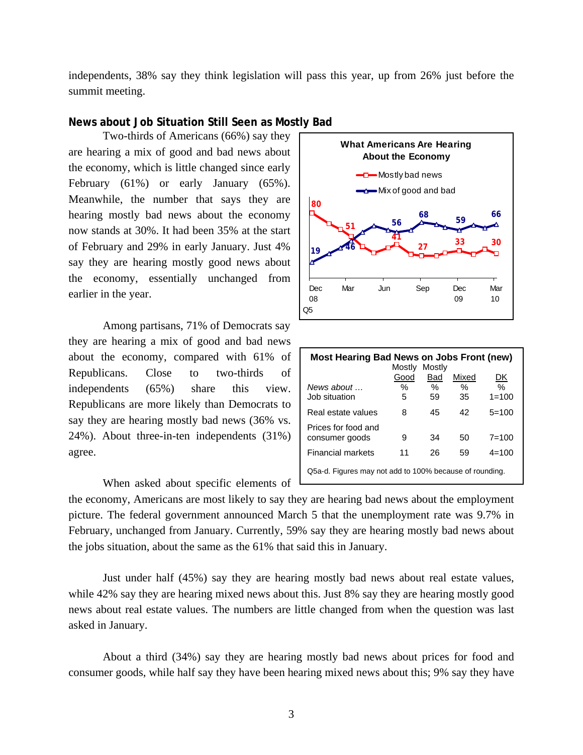independents, 38% say they think legislation will pass this year, up from 26% just before the summit meeting.

## News about Job Situation Still Seen as Mostly Bad

Two-thirds of Americans (66%) say they are hearing a mix of good and bad news about the economy, which is little changed since early February (61%) or early January (65%). Meanwhile, the number that says they are hearing mostly bad news about the economy now stands at 30%. It had been 35% at the start of February and 29% in early January. Just 4% say they are hearing mostly good news about the economy, essentially unchanged from earlier in the year.

**What Americans Are Hearing About the Economy**

- Mostly bad news: 80 (Dec 08), 51, 41, 27, 33, 30 (Mar 10)
- Mix of good and bad: 19 (Dec 08), 46, 56, 68, 59, 66 (Mar 10)

Q5

Among partisans, 71% of Democrats say they are hearing a mix of good and bad news about the economy, compared with 61% of Republicans. Close to two-thirds of independents (65%) share this view. Republicans are more likely than Democrats to say they are hearing mostly bad news (36% vs. 24%). About three-in-ten independents (31%) agree.

**Most Hearing Bad News on Jobs Front (new)**

| News about … | Mostly Good % | Mostly Bad % | Mixed % | DK % |
|---|---|---|---|---|
| Job situation | 5 | 59 | 35 | 1=100 |
| Real estate values | 8 | 45 | 42 | 5=100 |
| Prices for food and consumer goods | 9 | 34 | 50 | 7=100 |
| Financial markets | 11 | 26 | 59 | 4=100 |

Q5a-d. Figures may not add to 100% because of rounding.

When asked about specific elements of the economy, Americans are most likely to say they are hearing bad news about the employment picture. The federal government announced March 5 that the unemployment rate was 9.7% in February, unchanged from January. Currently, 59% say they are hearing mostly bad news about the jobs situation, about the same as the 61% that said this in January.

Just under half (45%) say they are hearing mostly bad news about real estate values, while 42% say they are hearing mixed news about this. Just 8% say they are hearing mostly good news about real estate values. The numbers are little changed from when the question was last asked in January.

About a third (34%) say they are hearing mostly bad news about prices for food and consumer goods, while half say they have been hearing mixed news about this; 9% say they have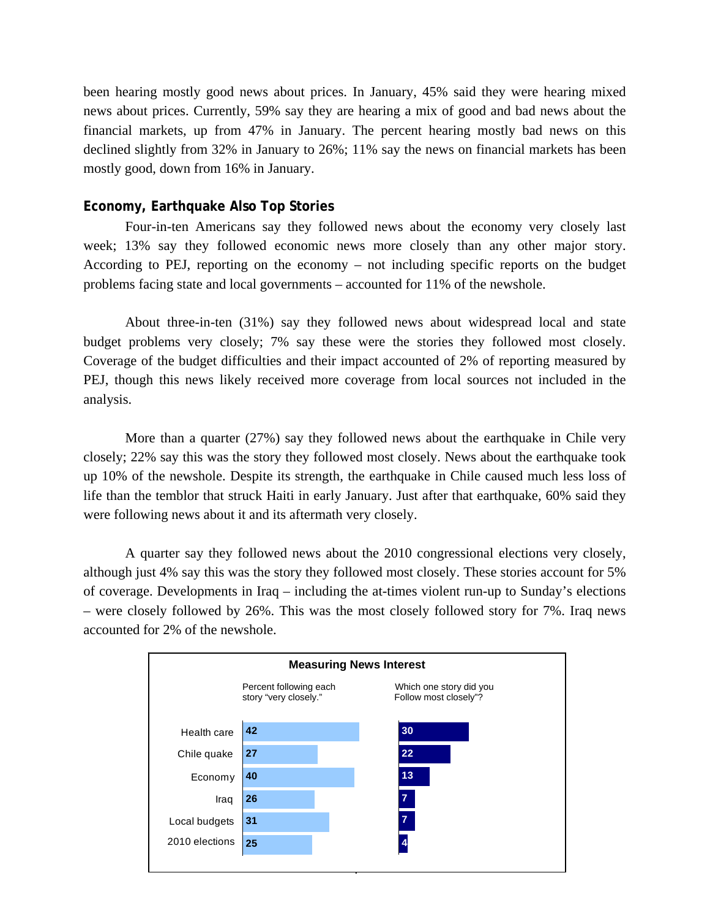been hearing mostly good news about prices. In January, 45% said they were hearing mixed news about prices. Currently, 59% say they are hearing a mix of good and bad news about the financial markets, up from 47% in January. The percent hearing mostly bad news on this declined slightly from 32% in January to 26%; 11% say the news on financial markets has been mostly good, down from 16% in January.

### Economy, Earthquake Also Top Stories

Four-in-ten Americans say they followed news about the economy very closely last week; 13% say they followed economic news more closely than any other major story. According to PEJ, reporting on the economy – not including specific reports on the budget problems facing state and local governments – accounted for 11% of the newshole.

About three-in-ten (31%) say they followed news about widespread local and state budget problems very closely; 7% say these were the stories they followed most closely. Coverage of the budget difficulties and their impact accounted of 2% of reporting measured by PEJ, though this news likely received more coverage from local sources not included in the analysis.

More than a quarter (27%) say they followed news about the earthquake in Chile very closely; 22% say this was the story they followed most closely. News about the earthquake took up 10% of the newshole. Despite its strength, the earthquake in Chile caused much less loss of life than the temblor that struck Haiti in early January. Just after that earthquake, 60% said they were following news about it and its aftermath very closely.

A quarter say they followed news about the 2010 congressional elections very closely, although just 4% say this was the story they followed most closely. These stories account for 5% of coverage. Developments in Iraq – including the at-times violent run-up to Sunday's elections – were closely followed by 26%. This was the most closely followed story for 7%. Iraq news accounted for 2% of the newshole.

**Measuring News Interest**

| | Percent following each story "very closely." | Which one story did you Follow most closely"? |
|---|---|---|
| Health care | 42 | 30 |
| Chile quake | 27 | 22 |
| Economy | 40 | 13 |
| Iraq | 26 | 7 |
| Local budgets | 31 | 7 |
| 2010 elections | 25 | 4 |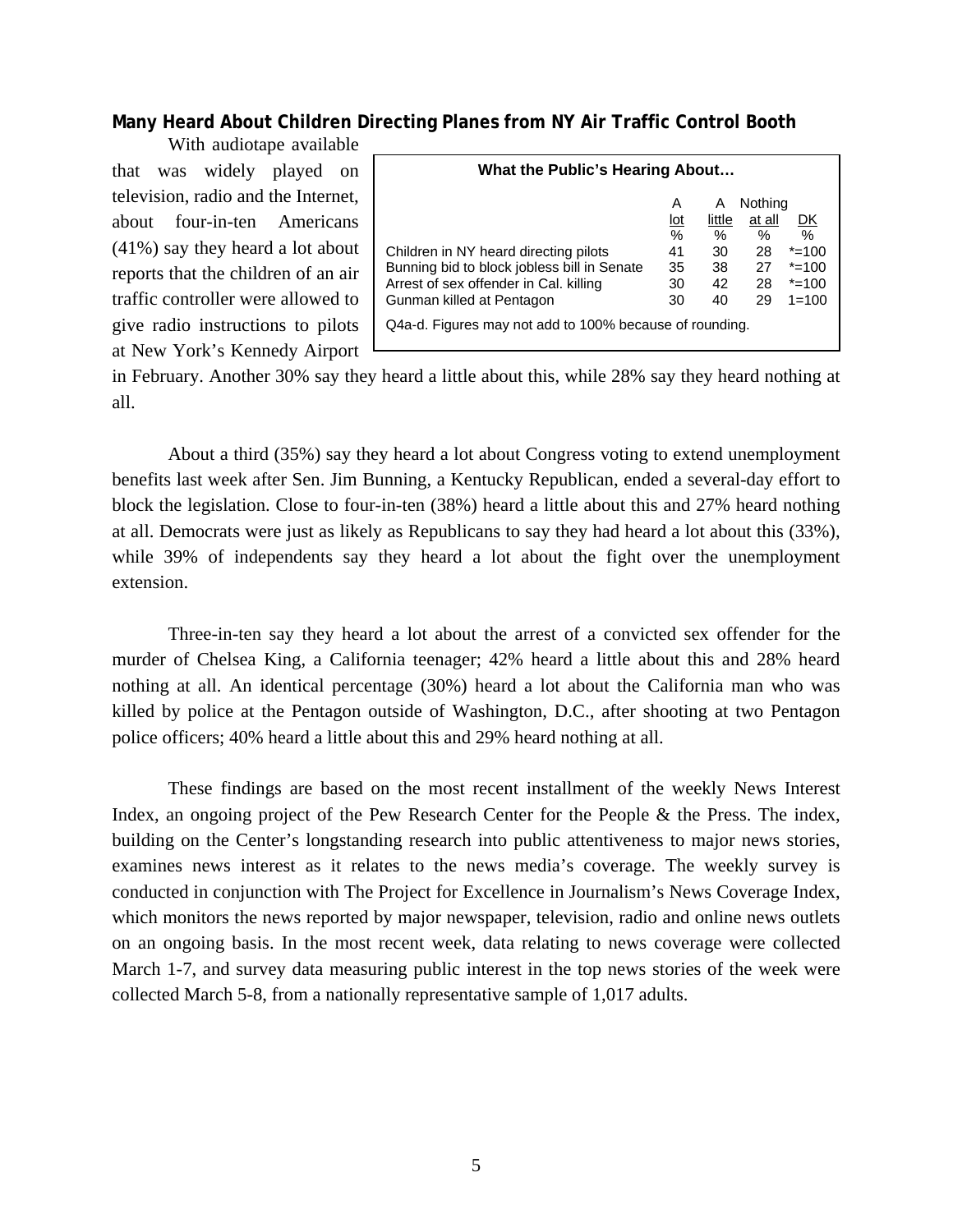## Many Heard About Children Directing Planes from NY Air Traffic Control Booth

With audiotape available that was widely played on television, radio and the Internet, about four-in-ten Americans (41%) say they heard a lot about reports that the children of an air traffic controller were allowed to give radio instructions to pilots at New York's Kennedy Airport in February. Another 30% say they heard a little about this, while 28% say they heard nothing at all.

**What the Public's Hearing About…**

| | A lot | A little | Nothing at all | DK |
|---|---|---|---|---|
| | % | % | % | % |
| Children in NY heard directing pilots | 41 | 30 | 28 | *=100 |
| Bunning bid to block jobless bill in Senate | 35 | 38 | 27 | *=100 |
| Arrest of sex offender in Cal. killing | 30 | 42 | 28 | *=100 |
| Gunman killed at Pentagon | 30 | 40 | 29 | 1=100 |

Q4a-d. Figures may not add to 100% because of rounding.

About a third (35%) say they heard a lot about Congress voting to extend unemployment benefits last week after Sen. Jim Bunning, a Kentucky Republican, ended a several-day effort to block the legislation. Close to four-in-ten (38%) heard a little about this and 27% heard nothing at all. Democrats were just as likely as Republicans to say they had heard a lot about this (33%), while 39% of independents say they heard a lot about the fight over the unemployment extension.

Three-in-ten say they heard a lot about the arrest of a convicted sex offender for the murder of Chelsea King, a California teenager; 42% heard a little about this and 28% heard nothing at all. An identical percentage (30%) heard a lot about the California man who was killed by police at the Pentagon outside of Washington, D.C., after shooting at two Pentagon police officers; 40% heard a little about this and 29% heard nothing at all.

These findings are based on the most recent installment of the weekly News Interest Index, an ongoing project of the Pew Research Center for the People & the Press. The index, building on the Center's longstanding research into public attentiveness to major news stories, examines news interest as it relates to the news media's coverage. The weekly survey is conducted in conjunction with The Project for Excellence in Journalism's News Coverage Index, which monitors the news reported by major newspaper, television, radio and online news outlets on an ongoing basis. In the most recent week, data relating to news coverage were collected March 1-7, and survey data measuring public interest in the top news stories of the week were collected March 5-8, from a nationally representative sample of 1,017 adults.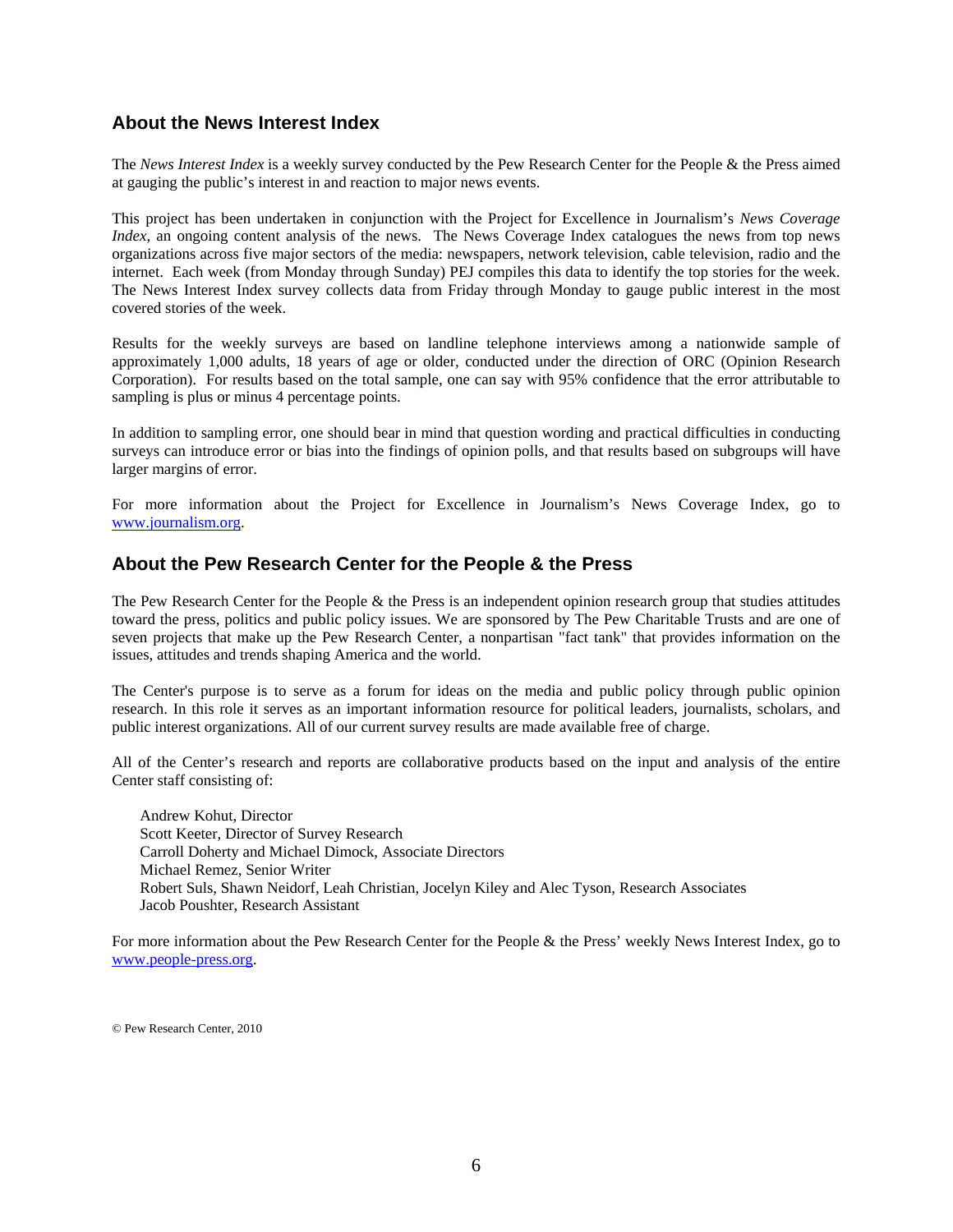## About the News Interest Index

The *News Interest Index* is a weekly survey conducted by the Pew Research Center for the People & the Press aimed at gauging the public's interest in and reaction to major news events.

This project has been undertaken in conjunction with the Project for Excellence in Journalism's *News Coverage Index*, an ongoing content analysis of the news. The News Coverage Index catalogues the news from top news organizations across five major sectors of the media: newspapers, network television, cable television, radio and the internet. Each week (from Monday through Sunday) PEJ compiles this data to identify the top stories for the week. The News Interest Index survey collects data from Friday through Monday to gauge public interest in the most covered stories of the week.

Results for the weekly surveys are based on landline telephone interviews among a nationwide sample of approximately 1,000 adults, 18 years of age or older, conducted under the direction of ORC (Opinion Research Corporation). For results based on the total sample, one can say with 95% confidence that the error attributable to sampling is plus or minus 4 percentage points.

In addition to sampling error, one should bear in mind that question wording and practical difficulties in conducting surveys can introduce error or bias into the findings of opinion polls, and that results based on subgroups will have larger margins of error.

For more information about the Project for Excellence in Journalism's News Coverage Index, go to www.journalism.org.

## About the Pew Research Center for the People & the Press

The Pew Research Center for the People & the Press is an independent opinion research group that studies attitudes toward the press, politics and public policy issues. We are sponsored by The Pew Charitable Trusts and are one of seven projects that make up the Pew Research Center, a nonpartisan "fact tank" that provides information on the issues, attitudes and trends shaping America and the world.

The Center's purpose is to serve as a forum for ideas on the media and public policy through public opinion research. In this role it serves as an important information resource for political leaders, journalists, scholars, and public interest organizations. All of our current survey results are made available free of charge.

All of the Center's research and reports are collaborative products based on the input and analysis of the entire Center staff consisting of:

Andrew Kohut, Director
Scott Keeter, Director of Survey Research
Carroll Doherty and Michael Dimock, Associate Directors
Michael Remez, Senior Writer
Robert Suls, Shawn Neidorf, Leah Christian, Jocelyn Kiley and Alec Tyson, Research Associates
Jacob Poushter, Research Assistant

For more information about the Pew Research Center for the People & the Press' weekly News Interest Index, go to www.people-press.org.

© Pew Research Center, 2010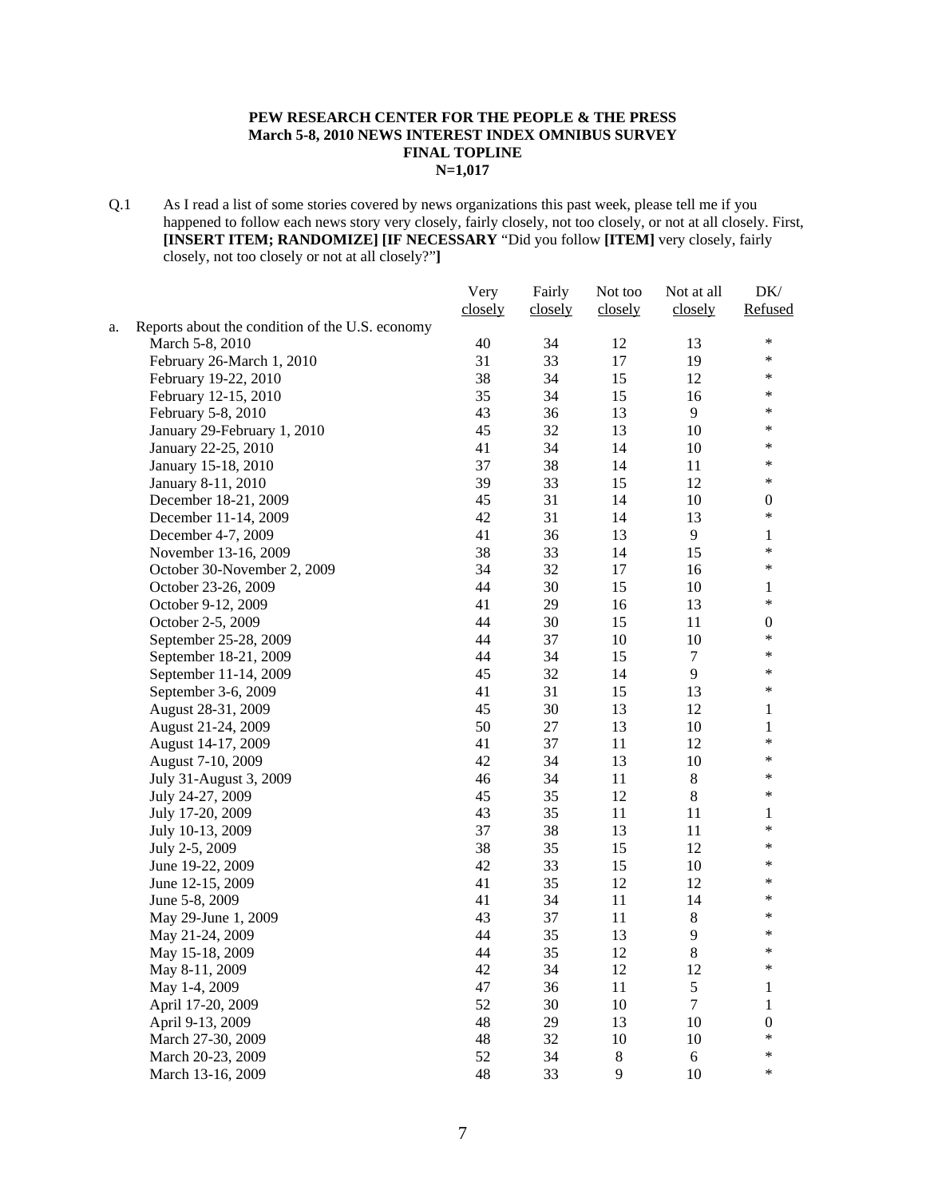**PEW RESEARCH CENTER FOR THE PEOPLE & THE PRESS**
**March 5-8, 2010 NEWS INTEREST INDEX OMNIBUS SURVEY**
**FINAL TOPLINE**
**N=1,017**

Q.1 As I read a list of some stories covered by news organizations this past week, please tell me if you happened to follow each news story very closely, fairly closely, not too closely, or not at all closely. First, **[INSERT ITEM; RANDOMIZE] [IF NECESSARY** "Did you follow **[ITEM]** very closely, fairly closely, not too closely or not at all closely?"**]**

| | Very closely | Fairly closely | Not too closely | Not at all closely | DK/ Refused |
|---|---|---|---|---|---|
| a. Reports about the condition of the U.S. economy | | | | | |
| March 5-8, 2010 | 40 | 34 | 12 | 13 | * |
| February 26-March 1, 2010 | 31 | 33 | 17 | 19 | * |
| February 19-22, 2010 | 38 | 34 | 15 | 12 | * |
| February 12-15, 2010 | 35 | 34 | 15 | 16 | * |
| February 5-8, 2010 | 43 | 36 | 13 | 9 | * |
| January 29-February 1, 2010 | 45 | 32 | 13 | 10 | * |
| January 22-25, 2010 | 41 | 34 | 14 | 10 | * |
| January 15-18, 2010 | 37 | 38 | 14 | 11 | * |
| January 8-11, 2010 | 39 | 33 | 15 | 12 | * |
| December 18-21, 2009 | 45 | 31 | 14 | 10 | 0 |
| December 11-14, 2009 | 42 | 31 | 14 | 13 | * |
| December 4-7, 2009 | 41 | 36 | 13 | 9 | 1 |
| November 13-16, 2009 | 38 | 33 | 14 | 15 | * |
| October 30-November 2, 2009 | 34 | 32 | 17 | 16 | * |
| October 23-26, 2009 | 44 | 30 | 15 | 10 | 1 |
| October 9-12, 2009 | 41 | 29 | 16 | 13 | * |
| October 2-5, 2009 | 44 | 30 | 15 | 11 | 0 |
| September 25-28, 2009 | 44 | 37 | 10 | 10 | * |
| September 18-21, 2009 | 44 | 34 | 15 | 7 | * |
| September 11-14, 2009 | 45 | 32 | 14 | 9 | * |
| September 3-6, 2009 | 41 | 31 | 15 | 13 | * |
| August 28-31, 2009 | 45 | 30 | 13 | 12 | 1 |
| August 21-24, 2009 | 50 | 27 | 13 | 10 | 1 |
| August 14-17, 2009 | 41 | 37 | 11 | 12 | * |
| August 7-10, 2009 | 42 | 34 | 13 | 10 | * |
| July 31-August 3, 2009 | 46 | 34 | 11 | 8 | * |
| July 24-27, 2009 | 45 | 35 | 12 | 8 | * |
| July 17-20, 2009 | 43 | 35 | 11 | 11 | 1 |
| July 10-13, 2009 | 37 | 38 | 13 | 11 | * |
| July 2-5, 2009 | 38 | 35 | 15 | 12 | * |
| June 19-22, 2009 | 42 | 33 | 15 | 10 | * |
| June 12-15, 2009 | 41 | 35 | 12 | 12 | * |
| June 5-8, 2009 | 41 | 34 | 11 | 14 | * |
| May 29-June 1, 2009 | 43 | 37 | 11 | 8 | * |
| May 21-24, 2009 | 44 | 35 | 13 | 9 | * |
| May 15-18, 2009 | 44 | 35 | 12 | 8 | * |
| May 8-11, 2009 | 42 | 34 | 12 | 12 | * |
| May 1-4, 2009 | 47 | 36 | 11 | 5 | 1 |
| April 17-20, 2009 | 52 | 30 | 10 | 7 | 1 |
| April 9-13, 2009 | 48 | 29 | 13 | 10 | 0 |
| March 27-30, 2009 | 48 | 32 | 10 | 10 | * |
| March 20-23, 2009 | 52 | 34 | 8 | 6 | * |
| March 13-16, 2009 | 48 | 33 | 9 | 10 | * |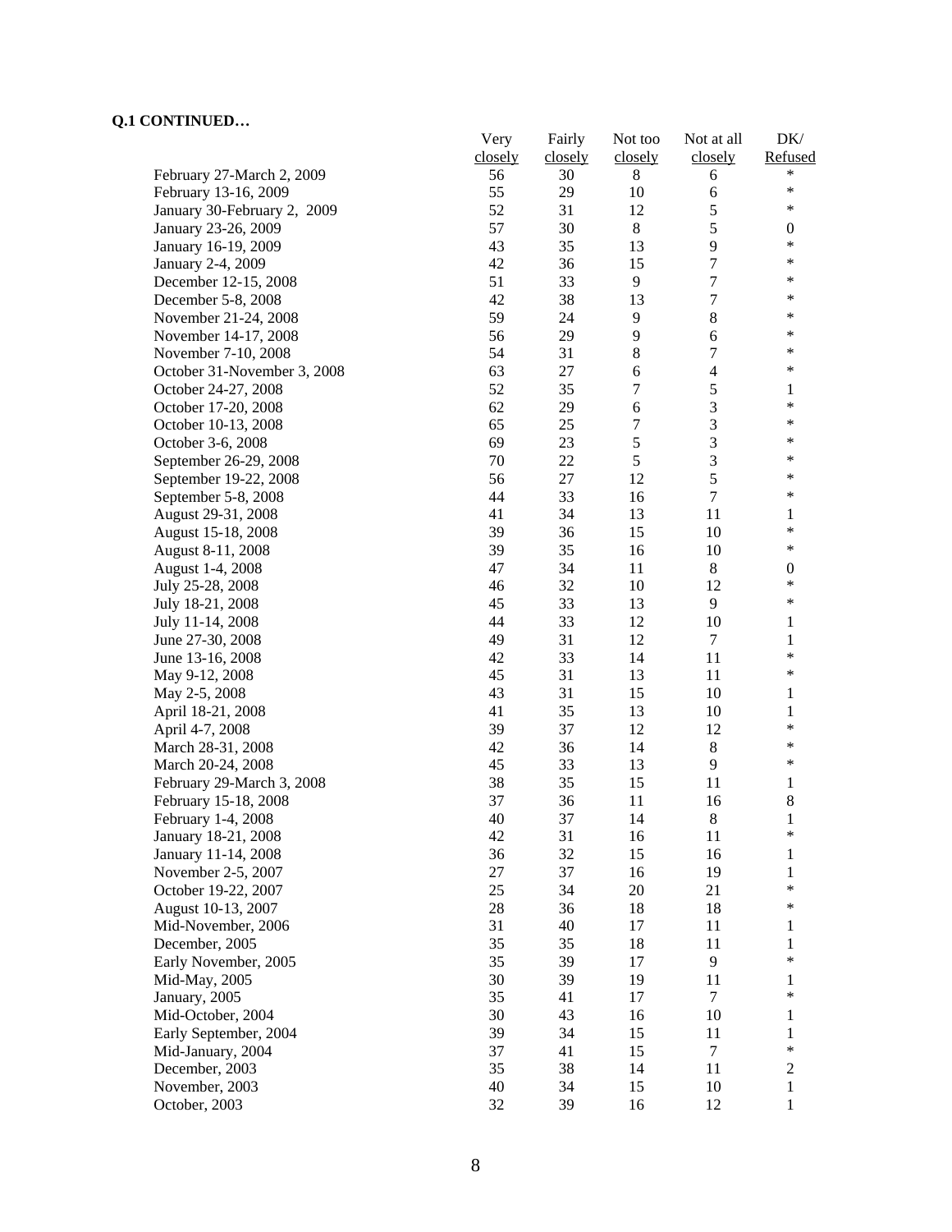**Q.1 CONTINUED…**

| | Very closely | Fairly closely | Not too closely | Not at all closely | DK/ Refused |
|---|---|---|---|---|---|
| February 27-March 2, 2009 | 56 | 30 | 8 | 6 | * |
| February 13-16, 2009 | 55 | 29 | 10 | 6 | * |
| January 30-February 2, 2009 | 52 | 31 | 12 | 5 | * |
| January 23-26, 2009 | 57 | 30 | 8 | 5 | 0 |
| January 16-19, 2009 | 43 | 35 | 13 | 9 | * |
| January 2-4, 2009 | 42 | 36 | 15 | 7 | * |
| December 12-15, 2008 | 51 | 33 | 9 | 7 | * |
| December 5-8, 2008 | 42 | 38 | 13 | 7 | * |
| November 21-24, 2008 | 59 | 24 | 9 | 8 | * |
| November 14-17, 2008 | 56 | 29 | 9 | 6 | * |
| November 7-10, 2008 | 54 | 31 | 8 | 7 | * |
| October 31-November 3, 2008 | 63 | 27 | 6 | 4 | * |
| October 24-27, 2008 | 52 | 35 | 7 | 5 | 1 |
| October 17-20, 2008 | 62 | 29 | 6 | 3 | * |
| October 10-13, 2008 | 65 | 25 | 7 | 3 | * |
| October 3-6, 2008 | 69 | 23 | 5 | 3 | * |
| September 26-29, 2008 | 70 | 22 | 5 | 3 | * |
| September 19-22, 2008 | 56 | 27 | 12 | 5 | * |
| September 5-8, 2008 | 44 | 33 | 16 | 7 | * |
| August 29-31, 2008 | 41 | 34 | 13 | 11 | 1 |
| August 15-18, 2008 | 39 | 36 | 15 | 10 | * |
| August 8-11, 2008 | 39 | 35 | 16 | 10 | * |
| August 1-4, 2008 | 47 | 34 | 11 | 8 | 0 |
| July 25-28, 2008 | 46 | 32 | 10 | 12 | * |
| July 18-21, 2008 | 45 | 33 | 13 | 9 | * |
| July 11-14, 2008 | 44 | 33 | 12 | 10 | 1 |
| June 27-30, 2008 | 49 | 31 | 12 | 7 | 1 |
| June 13-16, 2008 | 42 | 33 | 14 | 11 | * |
| May 9-12, 2008 | 45 | 31 | 13 | 11 | * |
| May 2-5, 2008 | 43 | 31 | 15 | 10 | 1 |
| April 18-21, 2008 | 41 | 35 | 13 | 10 | 1 |
| April 4-7, 2008 | 39 | 37 | 12 | 12 | * |
| March 28-31, 2008 | 42 | 36 | 14 | 8 | * |
| March 20-24, 2008 | 45 | 33 | 13 | 9 | * |
| February 29-March 3, 2008 | 38 | 35 | 15 | 11 | 1 |
| February 15-18, 2008 | 37 | 36 | 11 | 16 | 8 |
| February 1-4, 2008 | 40 | 37 | 14 | 8 | 1 |
| January 18-21, 2008 | 42 | 31 | 16 | 11 | * |
| January 11-14, 2008 | 36 | 32 | 15 | 16 | 1 |
| November 2-5, 2007 | 27 | 37 | 16 | 19 | 1 |
| October 19-22, 2007 | 25 | 34 | 20 | 21 | * |
| August 10-13, 2007 | 28 | 36 | 18 | 18 | * |
| Mid-November, 2006 | 31 | 40 | 17 | 11 | 1 |
| December, 2005 | 35 | 35 | 18 | 11 | 1 |
| Early November, 2005 | 35 | 39 | 17 | 9 | * |
| Mid-May, 2005 | 30 | 39 | 19 | 11 | 1 |
| January, 2005 | 35 | 41 | 17 | 7 | * |
| Mid-October, 2004 | 30 | 43 | 16 | 10 | 1 |
| Early September, 2004 | 39 | 34 | 15 | 11 | 1 |
| Mid-January, 2004 | 37 | 41 | 15 | 7 | * |
| December, 2003 | 35 | 38 | 14 | 11 | 2 |
| November, 2003 | 40 | 34 | 15 | 10 | 1 |
| October, 2003 | 32 | 39 | 16 | 12 | 1 |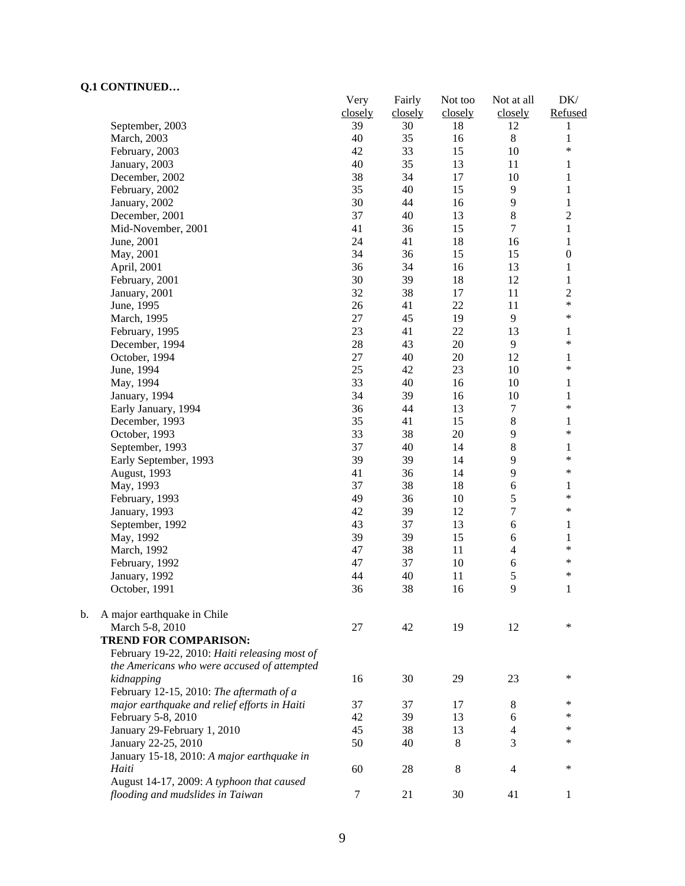**Q.1 CONTINUED…**

| | Very closely | Fairly closely | Not too closely | Not at all closely | DK/ Refused |
|---|---|---|---|---|---|
| September, 2003 | 39 | 30 | 18 | 12 | 1 |
| March, 2003 | 40 | 35 | 16 | 8 | 1 |
| February, 2003 | 42 | 33 | 15 | 10 | * |
| January, 2003 | 40 | 35 | 13 | 11 | 1 |
| December, 2002 | 38 | 34 | 17 | 10 | 1 |
| February, 2002 | 35 | 40 | 15 | 9 | 1 |
| January, 2002 | 30 | 44 | 16 | 9 | 1 |
| December, 2001 | 37 | 40 | 13 | 8 | 2 |
| Mid-November, 2001 | 41 | 36 | 15 | 7 | 1 |
| June, 2001 | 24 | 41 | 18 | 16 | 1 |
| May, 2001 | 34 | 36 | 15 | 15 | 0 |
| April, 2001 | 36 | 34 | 16 | 13 | 1 |
| February, 2001 | 30 | 39 | 18 | 12 | 1 |
| January, 2001 | 32 | 38 | 17 | 11 | 2 |
| June, 1995 | 26 | 41 | 22 | 11 | * |
| March, 1995 | 27 | 45 | 19 | 9 | * |
| February, 1995 | 23 | 41 | 22 | 13 | 1 |
| December, 1994 | 28 | 43 | 20 | 9 | * |
| October, 1994 | 27 | 40 | 20 | 12 | 1 |
| June, 1994 | 25 | 42 | 23 | 10 | * |
| May, 1994 | 33 | 40 | 16 | 10 | 1 |
| January, 1994 | 34 | 39 | 16 | 10 | 1 |
| Early January, 1994 | 36 | 44 | 13 | 7 | * |
| December, 1993 | 35 | 41 | 15 | 8 | 1 |
| October, 1993 | 33 | 38 | 20 | 9 | * |
| September, 1993 | 37 | 40 | 14 | 8 | 1 |
| Early September, 1993 | 39 | 39 | 14 | 9 | * |
| August, 1993 | 41 | 36 | 14 | 9 | * |
| May, 1993 | 37 | 38 | 18 | 6 | 1 |
| February, 1993 | 49 | 36 | 10 | 5 | * |
| January, 1993 | 42 | 39 | 12 | 7 | * |
| September, 1992 | 43 | 37 | 13 | 6 | 1 |
| May, 1992 | 39 | 39 | 15 | 6 | 1 |
| March, 1992 | 47 | 38 | 11 | 4 | * |
| February, 1992 | 47 | 37 | 10 | 6 | * |
| January, 1992 | 44 | 40 | 11 | 5 | * |
| October, 1991 | 36 | 38 | 16 | 9 | 1 |
| **b. A major earthquake in Chile** | | | | | |
| March 5-8, 2010 | 27 | 42 | 19 | 12 | * |
| **TREND FOR COMPARISON:** | | | | | |
| February 19-22, 2010: *Haiti releasing most of the Americans who were accused of attempted kidnapping* | 16 | 30 | 29 | 23 | * |
| February 12-15, 2010: *The aftermath of a major earthquake and relief efforts in Haiti* | 37 | 37 | 17 | 8 | * |
| February 5-8, 2010 | 42 | 39 | 13 | 6 | * |
| January 29-February 1, 2010 | 45 | 38 | 13 | 4 | * |
| January 22-25, 2010 | 50 | 40 | 8 | 3 | * |
| January 15-18, 2010: *A major earthquake in Haiti* | 60 | 28 | 8 | 4 | * |
| August 14-17, 2009: *A typhoon that caused flooding and mudslides in Taiwan* | 7 | 21 | 30 | 41 | 1 |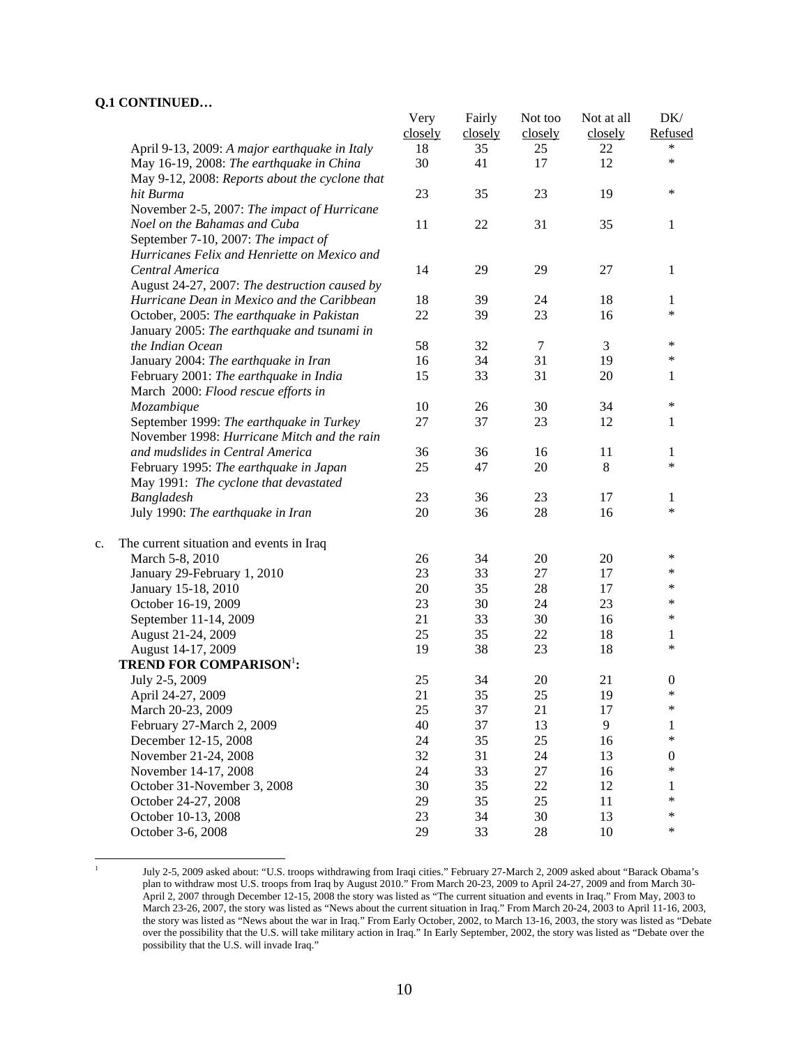**Q.1 CONTINUED…**

| | Very closely | Fairly closely | Not too closely | Not at all closely | DK/ Refused |
|---|---|---|---|---|---|
| April 9-13, 2009: *A major earthquake in Italy* | 18 | 35 | 25 | 22 | * |
| May 16-19, 2008: *The earthquake in China* | 30 | 41 | 17 | 12 | * |
| May 9-12, 2008: *Reports about the cyclone that hit Burma* | 23 | 35 | 23 | 19 | * |
| November 2-5, 2007: *The impact of Hurricane Noel on the Bahamas and Cuba* | 11 | 22 | 31 | 35 | 1 |
| September 7-10, 2007: *The impact of Hurricanes Felix and Henriette on Mexico and Central America* | 14 | 29 | 29 | 27 | 1 |
| August 24-27, 2007: *The destruction caused by Hurricane Dean in Mexico and the Caribbean* | 18 | 39 | 24 | 18 | 1 |
| October, 2005: *The earthquake in Pakistan* | 22 | 39 | 23 | 16 | * |
| January 2005: *The earthquake and tsunami in the Indian Ocean* | 58 | 32 | 7 | 3 | * |
| January 2004: *The earthquake in Iran* | 16 | 34 | 31 | 19 | * |
| February 2001: *The earthquake in India* | 15 | 33 | 31 | 20 | 1 |
| March 2000: *Flood rescue efforts in Mozambique* | 10 | 26 | 30 | 34 | * |
| September 1999: *The earthquake in Turkey* | 27 | 37 | 23 | 12 | 1 |
| November 1998: *Hurricane Mitch and the rain and mudslides in Central America* | 36 | 36 | 16 | 11 | 1 |
| February 1995: *The earthquake in Japan* | 25 | 47 | 20 | 8 | * |
| May 1991: *The cyclone that devastated Bangladesh* | 23 | 36 | 23 | 17 | 1 |
| July 1990: *The earthquake in Iran* | 20 | 36 | 28 | 16 | * |
| c. The current situation and events in Iraq | | | | | |
| March 5-8, 2010 | 26 | 34 | 20 | 20 | * |
| January 29-February 1, 2010 | 23 | 33 | 27 | 17 | * |
| January 15-18, 2010 | 20 | 35 | 28 | 17 | * |
| October 16-19, 2009 | 23 | 30 | 24 | 23 | * |
| September 11-14, 2009 | 21 | 33 | 30 | 16 | * |
| August 21-24, 2009 | 25 | 35 | 22 | 18 | 1 |
| August 14-17, 2009 | 19 | 38 | 23 | 18 | * |
| **TREND FOR COMPARISON[1]:** | | | | | |
| July 2-5, 2009 | 25 | 34 | 20 | 21 | 0 |
| April 24-27, 2009 | 21 | 35 | 25 | 19 | * |
| March 20-23, 2009 | 25 | 37 | 21 | 17 | * |
| February 27-March 2, 2009 | 40 | 37 | 13 | 9 | 1 |
| December 12-15, 2008 | 24 | 35 | 25 | 16 | * |
| November 21-24, 2008 | 32 | 31 | 24 | 13 | 0 |
| November 14-17, 2008 | 24 | 33 | 27 | 16 | * |
| October 31-November 3, 2008 | 30 | 35 | 22 | 12 | 1 |
| October 24-27, 2008 | 29 | 35 | 25 | 11 | * |
| October 10-13, 2008 | 23 | 34 | 30 | 13 | * |
| October 3-6, 2008 | 29 | 33 | 28 | 10 | * |

[1] July 2-5, 2009 asked about: "U.S. troops withdrawing from Iraqi cities." February 27-March 2, 2009 asked about "Barack Obama's plan to withdraw most U.S. troops from Iraq by August 2010." From March 20-23, 2009 to April 24-27, 2009 and from March 30-April 2, 2007 through December 12-15, 2008 the story was listed as "The current situation and events in Iraq." From May, 2003 to March 23-26, 2007, the story was listed as "News about the current situation in Iraq." From March 20-24, 2003 to April 11-16, 2003, the story was listed as "News about the war in Iraq." From Early October, 2002, to March 13-16, 2003, the story was listed as "Debate over the possibility that the U.S. will take military action in Iraq." In Early September, 2002, the story was listed as "Debate over the possibility that the U.S. will invade Iraq."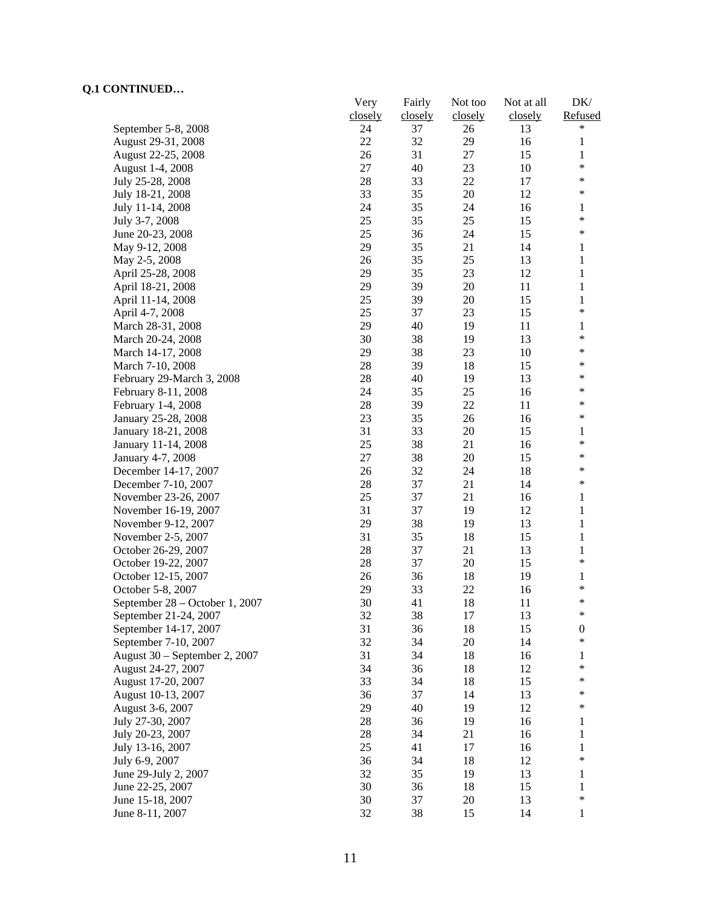**Q.1 CONTINUED…**

| | Very closely | Fairly closely | Not too closely | Not at all closely | DK/ Refused |
|---|---|---|---|---|---|
| September 5-8, 2008 | 24 | 37 | 26 | 13 | * |
| August 29-31, 2008 | 22 | 32 | 29 | 16 | 1 |
| August 22-25, 2008 | 26 | 31 | 27 | 15 | 1 |
| August 1-4, 2008 | 27 | 40 | 23 | 10 | * |
| July 25-28, 2008 | 28 | 33 | 22 | 17 | * |
| July 18-21, 2008 | 33 | 35 | 20 | 12 | * |
| July 11-14, 2008 | 24 | 35 | 24 | 16 | 1 |
| July 3-7, 2008 | 25 | 35 | 25 | 15 | * |
| June 20-23, 2008 | 25 | 36 | 24 | 15 | * |
| May 9-12, 2008 | 29 | 35 | 21 | 14 | 1 |
| May 2-5, 2008 | 26 | 35 | 25 | 13 | 1 |
| April 25-28, 2008 | 29 | 35 | 23 | 12 | 1 |
| April 18-21, 2008 | 29 | 39 | 20 | 11 | 1 |
| April 11-14, 2008 | 25 | 39 | 20 | 15 | 1 |
| April 4-7, 2008 | 25 | 37 | 23 | 15 | * |
| March 28-31, 2008 | 29 | 40 | 19 | 11 | 1 |
| March 20-24, 2008 | 30 | 38 | 19 | 13 | * |
| March 14-17, 2008 | 29 | 38 | 23 | 10 | * |
| March 7-10, 2008 | 28 | 39 | 18 | 15 | * |
| February 29-March 3, 2008 | 28 | 40 | 19 | 13 | * |
| February 8-11, 2008 | 24 | 35 | 25 | 16 | * |
| February 1-4, 2008 | 28 | 39 | 22 | 11 | * |
| January 25-28, 2008 | 23 | 35 | 26 | 16 | * |
| January 18-21, 2008 | 31 | 33 | 20 | 15 | 1 |
| January 11-14, 2008 | 25 | 38 | 21 | 16 | * |
| January 4-7, 2008 | 27 | 38 | 20 | 15 | * |
| December 14-17, 2007 | 26 | 32 | 24 | 18 | * |
| December 7-10, 2007 | 28 | 37 | 21 | 14 | * |
| November 23-26, 2007 | 25 | 37 | 21 | 16 | 1 |
| November 16-19, 2007 | 31 | 37 | 19 | 12 | 1 |
| November 9-12, 2007 | 29 | 38 | 19 | 13 | 1 |
| November 2-5, 2007 | 31 | 35 | 18 | 15 | 1 |
| October 26-29, 2007 | 28 | 37 | 21 | 13 | 1 |
| October 19-22, 2007 | 28 | 37 | 20 | 15 | * |
| October 12-15, 2007 | 26 | 36 | 18 | 19 | 1 |
| October 5-8, 2007 | 29 | 33 | 22 | 16 | * |
| September 28 – October 1, 2007 | 30 | 41 | 18 | 11 | * |
| September 21-24, 2007 | 32 | 38 | 17 | 13 | * |
| September 14-17, 2007 | 31 | 36 | 18 | 15 | 0 |
| September 7-10, 2007 | 32 | 34 | 20 | 14 | * |
| August 30 – September 2, 2007 | 31 | 34 | 18 | 16 | 1 |
| August 24-27, 2007 | 34 | 36 | 18 | 12 | * |
| August 17-20, 2007 | 33 | 34 | 18 | 15 | * |
| August 10-13, 2007 | 36 | 37 | 14 | 13 | * |
| August 3-6, 2007 | 29 | 40 | 19 | 12 | * |
| July 27-30, 2007 | 28 | 36 | 19 | 16 | 1 |
| July 20-23, 2007 | 28 | 34 | 21 | 16 | 1 |
| July 13-16, 2007 | 25 | 41 | 17 | 16 | 1 |
| July 6-9, 2007 | 36 | 34 | 18 | 12 | * |
| June 29-July 2, 2007 | 32 | 35 | 19 | 13 | 1 |
| June 22-25, 2007 | 30 | 36 | 18 | 15 | 1 |
| June 15-18, 2007 | 30 | 37 | 20 | 13 | * |
| June 8-11, 2007 | 32 | 38 | 15 | 14 | 1 |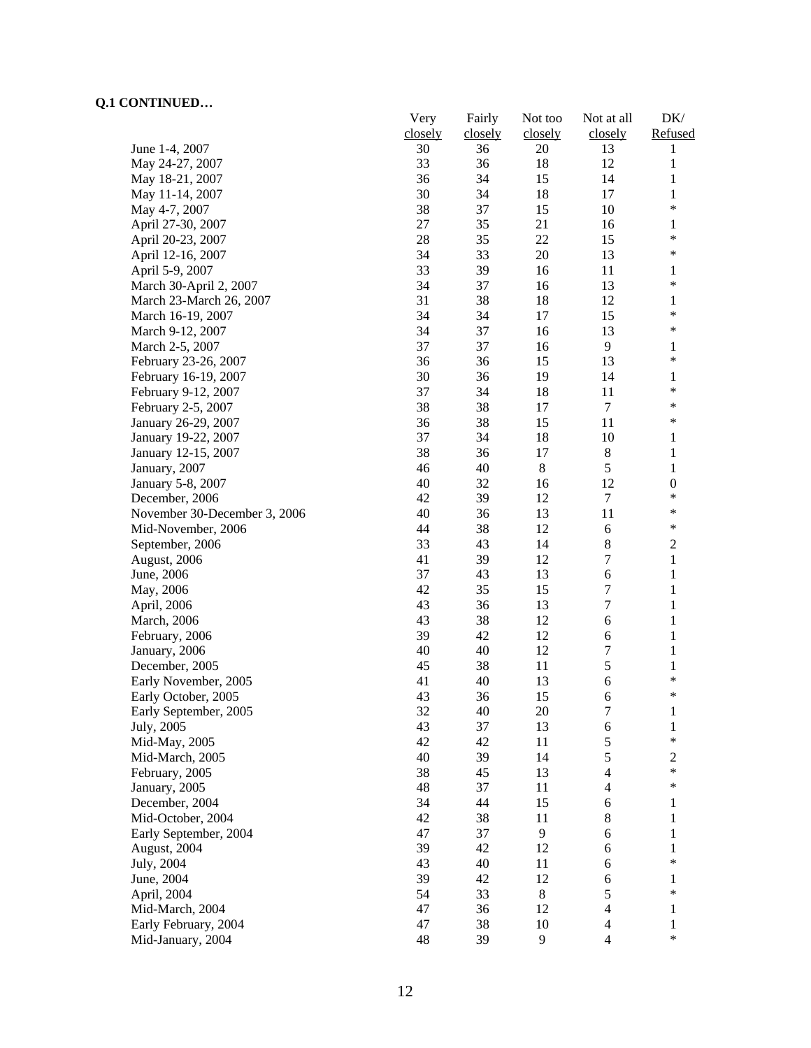**Q.1 CONTINUED…**

| | Very closely | Fairly closely | Not too closely | Not at all closely | DK/ Refused |
|---|---|---|---|---|---|
| June 1-4, 2007 | 30 | 36 | 20 | 13 | 1 |
| May 24-27, 2007 | 33 | 36 | 18 | 12 | 1 |
| May 18-21, 2007 | 36 | 34 | 15 | 14 | 1 |
| May 11-14, 2007 | 30 | 34 | 18 | 17 | 1 |
| May 4-7, 2007 | 38 | 37 | 15 | 10 | * |
| April 27-30, 2007 | 27 | 35 | 21 | 16 | 1 |
| April 20-23, 2007 | 28 | 35 | 22 | 15 | * |
| April 12-16, 2007 | 34 | 33 | 20 | 13 | * |
| April 5-9, 2007 | 33 | 39 | 16 | 11 | 1 |
| March 30-April 2, 2007 | 34 | 37 | 16 | 13 | * |
| March 23-March 26, 2007 | 31 | 38 | 18 | 12 | 1 |
| March 16-19, 2007 | 34 | 34 | 17 | 15 | * |
| March 9-12, 2007 | 34 | 37 | 16 | 13 | * |
| March 2-5, 2007 | 37 | 37 | 16 | 9 | 1 |
| February 23-26, 2007 | 36 | 36 | 15 | 13 | * |
| February 16-19, 2007 | 30 | 36 | 19 | 14 | 1 |
| February 9-12, 2007 | 37 | 34 | 18 | 11 | * |
| February 2-5, 2007 | 38 | 38 | 17 | 7 | * |
| January 26-29, 2007 | 36 | 38 | 15 | 11 | * |
| January 19-22, 2007 | 37 | 34 | 18 | 10 | 1 |
| January 12-15, 2007 | 38 | 36 | 17 | 8 | 1 |
| January, 2007 | 46 | 40 | 8 | 5 | 1 |
| January 5-8, 2007 | 40 | 32 | 16 | 12 | 0 |
| December, 2006 | 42 | 39 | 12 | 7 | * |
| November 30-December 3, 2006 | 40 | 36 | 13 | 11 | * |
| Mid-November, 2006 | 44 | 38 | 12 | 6 | * |
| September, 2006 | 33 | 43 | 14 | 8 | 2 |
| August, 2006 | 41 | 39 | 12 | 7 | 1 |
| June, 2006 | 37 | 43 | 13 | 6 | 1 |
| May, 2006 | 42 | 35 | 15 | 7 | 1 |
| April, 2006 | 43 | 36 | 13 | 7 | 1 |
| March, 2006 | 43 | 38 | 12 | 6 | 1 |
| February, 2006 | 39 | 42 | 12 | 6 | 1 |
| January, 2006 | 40 | 40 | 12 | 7 | 1 |
| December, 2005 | 45 | 38 | 11 | 5 | 1 |
| Early November, 2005 | 41 | 40 | 13 | 6 | * |
| Early October, 2005 | 43 | 36 | 15 | 6 | * |
| Early September, 2005 | 32 | 40 | 20 | 7 | 1 |
| July, 2005 | 43 | 37 | 13 | 6 | 1 |
| Mid-May, 2005 | 42 | 42 | 11 | 5 | * |
| Mid-March, 2005 | 40 | 39 | 14 | 5 | 2 |
| February, 2005 | 38 | 45 | 13 | 4 | * |
| January, 2005 | 48 | 37 | 11 | 4 | * |
| December, 2004 | 34 | 44 | 15 | 6 | 1 |
| Mid-October, 2004 | 42 | 38 | 11 | 8 | 1 |
| Early September, 2004 | 47 | 37 | 9 | 6 | 1 |
| August, 2004 | 39 | 42 | 12 | 6 | 1 |
| July, 2004 | 43 | 40 | 11 | 6 | * |
| June, 2004 | 39 | 42 | 12 | 6 | 1 |
| April, 2004 | 54 | 33 | 8 | 5 | * |
| Mid-March, 2004 | 47 | 36 | 12 | 4 | 1 |
| Early February, 2004 | 47 | 38 | 10 | 4 | 1 |
| Mid-January, 2004 | 48 | 39 | 9 | 4 | * |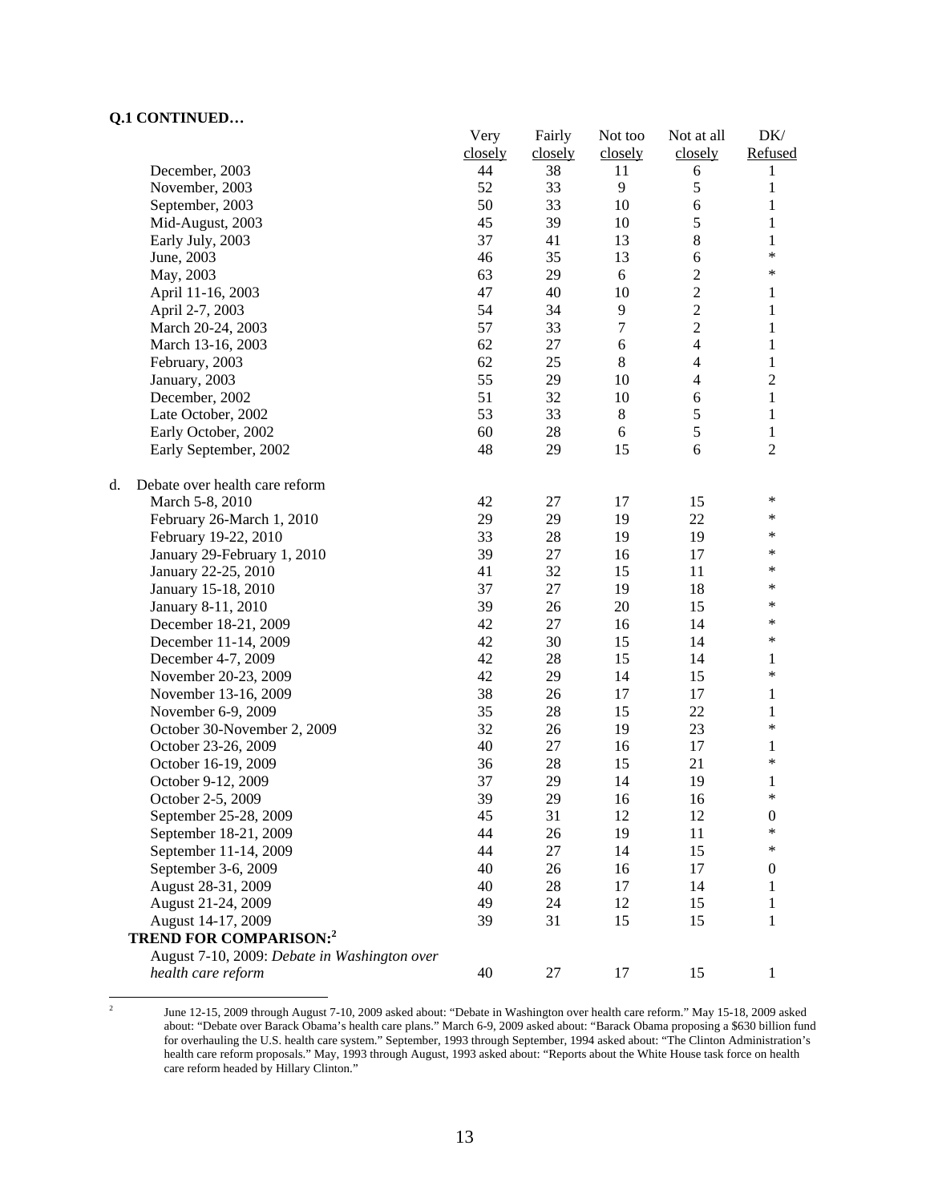**Q.1 CONTINUED…**

| | Very closely | Fairly closely | Not too closely | Not at all closely | DK/ Refused |
|---|---|---|---|---|---|
| December, 2003 | 44 | 38 | 11 | 6 | 1 |
| November, 2003 | 52 | 33 | 9 | 5 | 1 |
| September, 2003 | 50 | 33 | 10 | 6 | 1 |
| Mid-August, 2003 | 45 | 39 | 10 | 5 | 1 |
| Early July, 2003 | 37 | 41 | 13 | 8 | 1 |
| June, 2003 | 46 | 35 | 13 | 6 | * |
| May, 2003 | 63 | 29 | 6 | 2 | * |
| April 11-16, 2003 | 47 | 40 | 10 | 2 | 1 |
| April 2-7, 2003 | 54 | 34 | 9 | 2 | 1 |
| March 20-24, 2003 | 57 | 33 | 7 | 2 | 1 |
| March 13-16, 2003 | 62 | 27 | 6 | 4 | 1 |
| February, 2003 | 62 | 25 | 8 | 4 | 1 |
| January, 2003 | 55 | 29 | 10 | 4 | 2 |
| December, 2002 | 51 | 32 | 10 | 6 | 1 |
| Late October, 2002 | 53 | 33 | 8 | 5 | 1 |
| Early October, 2002 | 60 | 28 | 6 | 5 | 1 |
| Early September, 2002 | 48 | 29 | 15 | 6 | 2 |
| | | | | | |
| d. Debate over health care reform | | | | | |
| March 5-8, 2010 | 42 | 27 | 17 | 15 | * |
| February 26-March 1, 2010 | 29 | 29 | 19 | 22 | * |
| February 19-22, 2010 | 33 | 28 | 19 | 19 | * |
| January 29-February 1, 2010 | 39 | 27 | 16 | 17 | * |
| January 22-25, 2010 | 41 | 32 | 15 | 11 | * |
| January 15-18, 2010 | 37 | 27 | 19 | 18 | * |
| January 8-11, 2010 | 39 | 26 | 20 | 15 | * |
| December 18-21, 2009 | 42 | 27 | 16 | 14 | * |
| December 11-14, 2009 | 42 | 30 | 15 | 14 | * |
| December 4-7, 2009 | 42 | 28 | 15 | 14 | 1 |
| November 20-23, 2009 | 42 | 29 | 14 | 15 | * |
| November 13-16, 2009 | 38 | 26 | 17 | 17 | 1 |
| November 6-9, 2009 | 35 | 28 | 15 | 22 | 1 |
| October 30-November 2, 2009 | 32 | 26 | 19 | 23 | * |
| October 23-26, 2009 | 40 | 27 | 16 | 17 | 1 |
| October 16-19, 2009 | 36 | 28 | 15 | 21 | * |
| October 9-12, 2009 | 37 | 29 | 14 | 19 | 1 |
| October 2-5, 2009 | 39 | 29 | 16 | 16 | * |
| September 25-28, 2009 | 45 | 31 | 12 | 12 | 0 |
| September 18-21, 2009 | 44 | 26 | 19 | 11 | * |
| September 11-14, 2009 | 44 | 27 | 14 | 15 | * |
| September 3-6, 2009 | 40 | 26 | 16 | 17 | 0 |
| August 28-31, 2009 | 40 | 28 | 17 | 14 | 1 |
| August 21-24, 2009 | 49 | 24 | 12 | 15 | 1 |
| August 14-17, 2009 | 39 | 31 | 15 | 15 | 1 |
| **TREND FOR COMPARISON:**[2] | | | | | |
| August 7-10, 2009: *Debate in Washington over health care reform* | 40 | 27 | 17 | 15 | 1 |

[2] June 12-15, 2009 through August 7-10, 2009 asked about: "Debate in Washington over health care reform." May 15-18, 2009 asked about: "Debate over Barack Obama's health care plans." March 6-9, 2009 asked about: "Barack Obama proposing a $630 billion fund for overhauling the U.S. health care system." September, 1993 through September, 1994 asked about: "The Clinton Administration's health care reform proposals." May, 1993 through August, 1993 asked about: "Reports about the White House task force on health care reform headed by Hillary Clinton."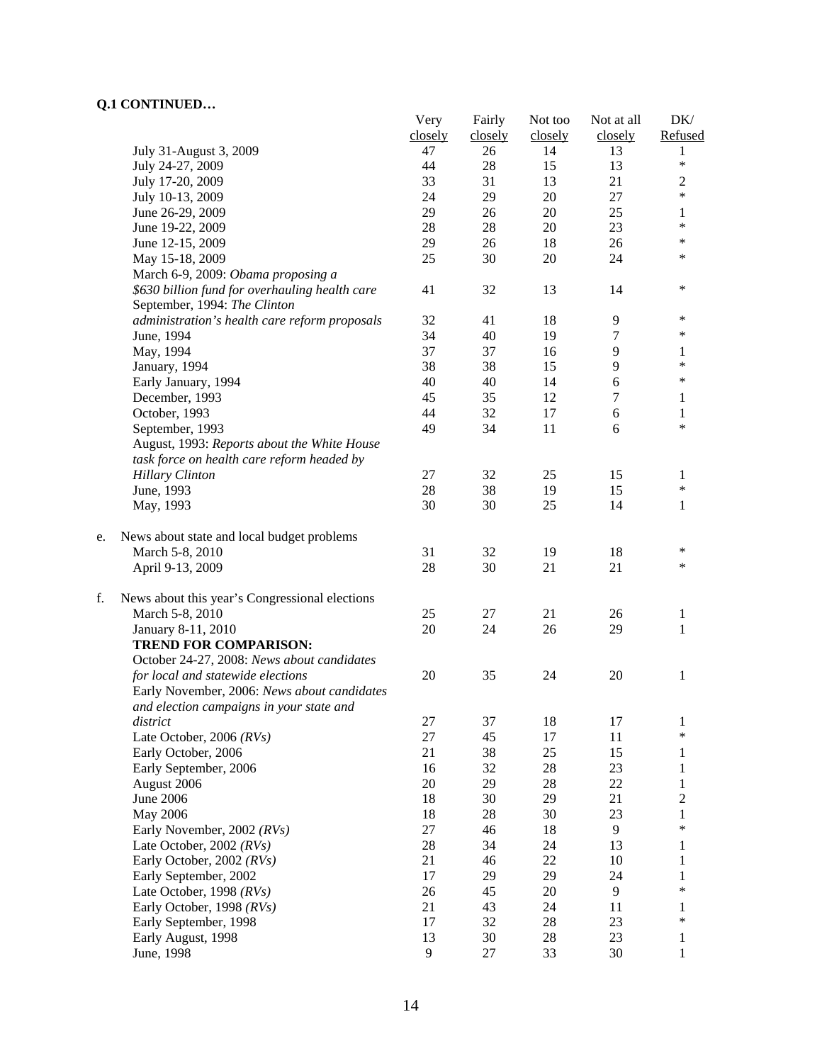**Q.1 CONTINUED…**

| | Very closely | Fairly closely | Not too closely | Not at all closely | DK/ Refused |
|---|---|---|---|---|---|
| July 31-August 3, 2009 | 47 | 26 | 14 | 13 | 1 |
| July 24-27, 2009 | 44 | 28 | 15 | 13 | * |
| July 17-20, 2009 | 33 | 31 | 13 | 21 | 2 |
| July 10-13, 2009 | 24 | 29 | 20 | 27 | * |
| June 26-29, 2009 | 29 | 26 | 20 | 25 | 1 |
| June 19-22, 2009 | 28 | 28 | 20 | 23 | * |
| June 12-15, 2009 | 29 | 26 | 18 | 26 | * |
| May 15-18, 2009 | 25 | 30 | 20 | 24 | * |
| March 6-9, 2009: *Obama proposing a $630 billion fund for overhauling health care* | 41 | 32 | 13 | 14 | * |
| September, 1994: *The Clinton administration's health care reform proposals* | 32 | 41 | 18 | 9 | * |
| June, 1994 | 34 | 40 | 19 | 7 | * |
| May, 1994 | 37 | 37 | 16 | 9 | 1 |
| January, 1994 | 38 | 38 | 15 | 9 | * |
| Early January, 1994 | 40 | 40 | 14 | 6 | * |
| December, 1993 | 45 | 35 | 12 | 7 | 1 |
| October, 1993 | 44 | 32 | 17 | 6 | 1 |
| September, 1993 | 49 | 34 | 11 | 6 | * |
| August, 1993: *Reports about the White House task force on health care reform headed by Hillary Clinton* | 27 | 32 | 25 | 15 | 1 |
| June, 1993 | 28 | 38 | 19 | 15 | * |
| May, 1993 | 30 | 30 | 25 | 14 | 1 |
| e. News about state and local budget problems | | | | | |
| March 5-8, 2010 | 31 | 32 | 19 | 18 | * |
| April 9-13, 2009 | 28 | 30 | 21 | 21 | * |
| f. News about this year's Congressional elections | | | | | |
| March 5-8, 2010 | 25 | 27 | 21 | 26 | 1 |
| January 8-11, 2010 | 20 | 24 | 26 | 29 | 1 |
| **TREND FOR COMPARISON:** | | | | | |
| October 24-27, 2008: *News about candidates for local and statewide elections* | 20 | 35 | 24 | 20 | 1 |
| Early November, 2006: *News about candidates and election campaigns in your state and district* | 27 | 37 | 18 | 17 | 1 |
| Late October, 2006 *(RVs)* | 27 | 45 | 17 | 11 | * |
| Early October, 2006 | 21 | 38 | 25 | 15 | 1 |
| Early September, 2006 | 16 | 32 | 28 | 23 | 1 |
| August 2006 | 20 | 29 | 28 | 22 | 1 |
| June 2006 | 18 | 30 | 29 | 21 | 2 |
| May 2006 | 18 | 28 | 30 | 23 | 1 |
| Early November, 2002 *(RVs)* | 27 | 46 | 18 | 9 | * |
| Late October, 2002 *(RVs)* | 28 | 34 | 24 | 13 | 1 |
| Early October, 2002 *(RVs)* | 21 | 46 | 22 | 10 | 1 |
| Early September, 2002 | 17 | 29 | 29 | 24 | 1 |
| Late October, 1998 *(RVs)* | 26 | 45 | 20 | 9 | * |
| Early October, 1998 *(RVs)* | 21 | 43 | 24 | 11 | 1 |
| Early September, 1998 | 17 | 32 | 28 | 23 | * |
| Early August, 1998 | 13 | 30 | 28 | 23 | 1 |
| June, 1998 | 9 | 27 | 33 | 30 | 1 |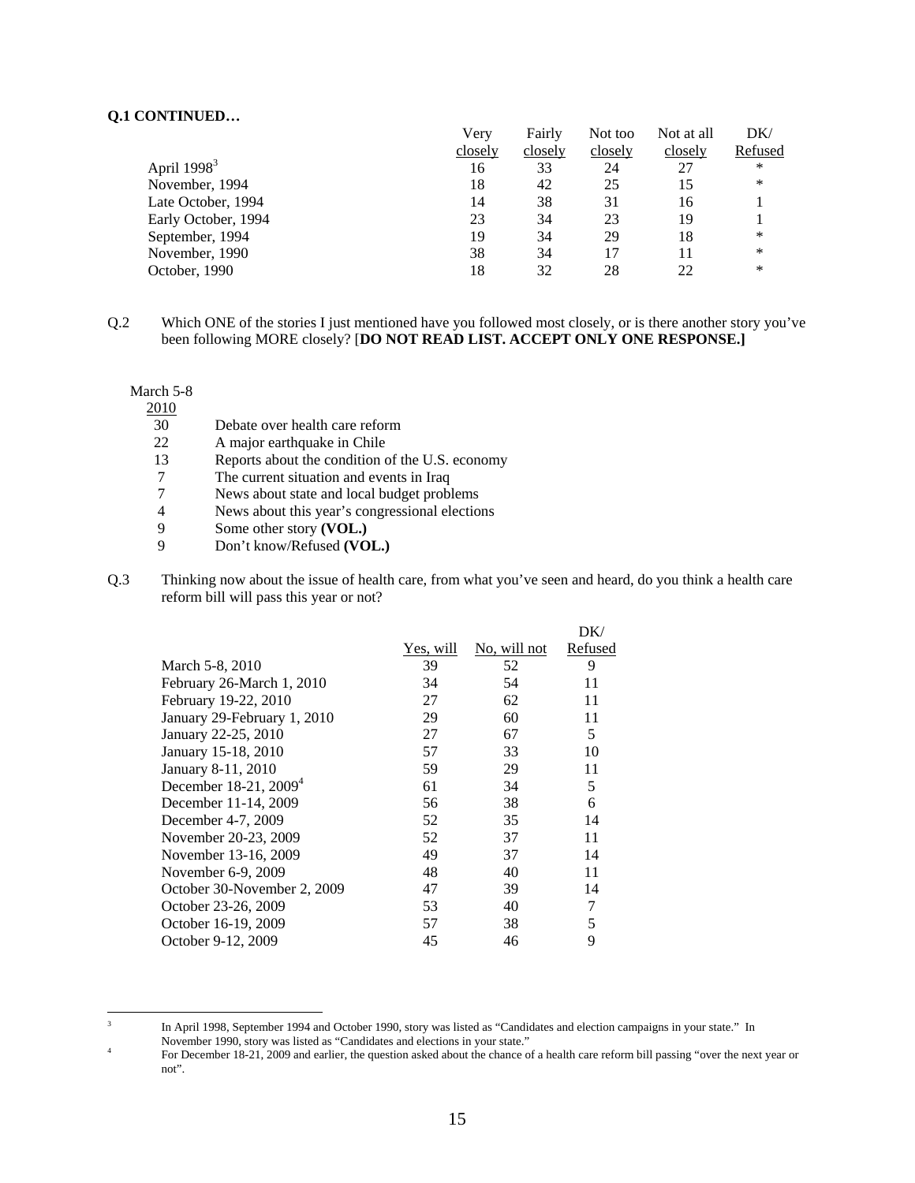**Q.1 CONTINUED…**

| | Very closely | Fairly closely | Not too closely | Not at all closely | DK/ Refused |
|---|---|---|---|---|---|
| April 1998[3] | 16 | 33 | 24 | 27 | * |
| November, 1994 | 18 | 42 | 25 | 15 | * |
| Late October, 1994 | 14 | 38 | 31 | 16 | 1 |
| Early October, 1994 | 23 | 34 | 23 | 19 | 1 |
| September, 1994 | 19 | 34 | 29 | 18 | * |
| November, 1990 | 38 | 34 | 17 | 11 | * |
| October, 1990 | 18 | 32 | 28 | 22 | * |

Q.2 Which ONE of the stories I just mentioned have you followed most closely, or is there another story you've been following MORE closely? [**DO NOT READ LIST. ACCEPT ONLY ONE RESPONSE.]**

| March 5-8 2010 | |
|---|---|
| 30 | Debate over health care reform |
| 22 | A major earthquake in Chile |
| 13 | Reports about the condition of the U.S. economy |
| 7 | The current situation and events in Iraq |
| 7 | News about state and local budget problems |
| 4 | News about this year's congressional elections |
| 9 | Some other story **(VOL.)** |
| 9 | Don't know/Refused **(VOL.)** |

Q.3 Thinking now about the issue of health care, from what you've seen and heard, do you think a health care reform bill will pass this year or not?

| | Yes, will | No, will not | DK/ Refused |
|---|---|---|---|
| March 5-8, 2010 | 39 | 52 | 9 |
| February 26-March 1, 2010 | 34 | 54 | 11 |
| February 19-22, 2010 | 27 | 62 | 11 |
| January 29-February 1, 2010 | 29 | 60 | 11 |
| January 22-25, 2010 | 27 | 67 | 5 |
| January 15-18, 2010 | 57 | 33 | 10 |
| January 8-11, 2010 | 59 | 29 | 11 |
| December 18-21, 2009[4] | 61 | 34 | 5 |
| December 11-14, 2009 | 56 | 38 | 6 |
| December 4-7, 2009 | 52 | 35 | 14 |
| November 20-23, 2009 | 52 | 37 | 11 |
| November 13-16, 2009 | 49 | 37 | 14 |
| November 6-9, 2009 | 48 | 40 | 11 |
| October 30-November 2, 2009 | 47 | 39 | 14 |
| October 23-26, 2009 | 53 | 40 | 7 |
| October 16-19, 2009 | 57 | 38 | 5 |
| October 9-12, 2009 | 45 | 46 | 9 |

[3] In April 1998, September 1994 and October 1990, story was listed as "Candidates and election campaigns in your state." In November 1990, story was listed as "Candidates and elections in your state."

[4] For December 18-21, 2009 and earlier, the question asked about the chance of a health care reform bill passing "over the next year or not".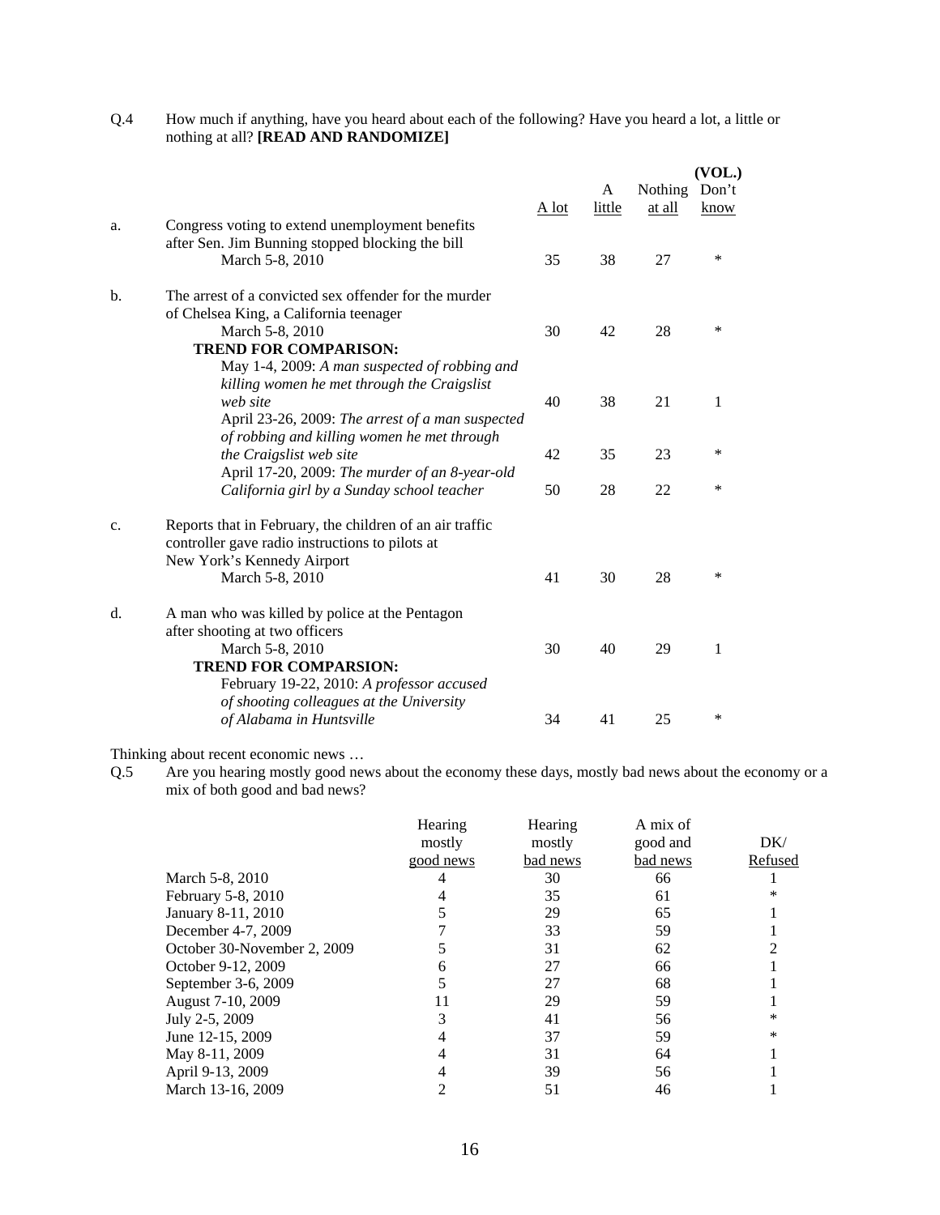Q.4 How much if anything, have you heard about each of the following? Have you heard a lot, a little or nothing at all? **[READ AND RANDOMIZE]**

| | | A lot | A little | Nothing at all | (VOL.) Don't know |
|---|---|---|---|---|---|
| a. | Congress voting to extend unemployment benefits after Sen. Jim Bunning stopped blocking the bill | | | | |
| | March 5-8, 2010 | 35 | 38 | 27 | * |
| b. | The arrest of a convicted sex offender for the murder of Chelsea King, a California teenager | | | | |
| | March 5-8, 2010 | 30 | 42 | 28 | * |
| | **TREND FOR COMPARISON:** | | | | |
| | May 1-4, 2009: *A man suspected of robbing and killing women he met through the Craigslist web site* | 40 | 38 | 21 | 1 |
| | April 23-26, 2009: *The arrest of a man suspected of robbing and killing women he met through the Craigslist web site* | 42 | 35 | 23 | * |
| | April 17-20, 2009: *The murder of an 8-year-old California girl by a Sunday school teacher* | 50 | 28 | 22 | * |
| c. | Reports that in February, the children of an air traffic controller gave radio instructions to pilots at New York's Kennedy Airport | | | | |
| | March 5-8, 2010 | 41 | 30 | 28 | * |
| d. | A man who was killed by police at the Pentagon after shooting at two officers | | | | |
| | March 5-8, 2010 | 30 | 40 | 29 | 1 |
| | **TREND FOR COMPARSION:** | | | | |
| | February 19-22, 2010: *A professor accused of shooting colleagues at the University of Alabama in Huntsville* | 34 | 41 | 25 | * |

Thinking about recent economic news …

Q.5 Are you hearing mostly good news about the economy these days, mostly bad news about the economy or a mix of both good and bad news?

| | Hearing mostly good news | Hearing mostly bad news | A mix of good and bad news | DK/ Refused |
|---|---|---|---|---|
| March 5-8, 2010 | 4 | 30 | 66 | 1 |
| February 5-8, 2010 | 4 | 35 | 61 | * |
| January 8-11, 2010 | 5 | 29 | 65 | 1 |
| December 4-7, 2009 | 7 | 33 | 59 | 1 |
| October 30-November 2, 2009 | 5 | 31 | 62 | 2 |
| October 9-12, 2009 | 6 | 27 | 66 | 1 |
| September 3-6, 2009 | 5 | 27 | 68 | 1 |
| August 7-10, 2009 | 11 | 29 | 59 | 1 |
| July 2-5, 2009 | 3 | 41 | 56 | * |
| June 12-15, 2009 | 4 | 37 | 59 | * |
| May 8-11, 2009 | 4 | 31 | 64 | 1 |
| April 9-13, 2009 | 4 | 39 | 56 | 1 |
| March 13-16, 2009 | 2 | 51 | 46 | 1 |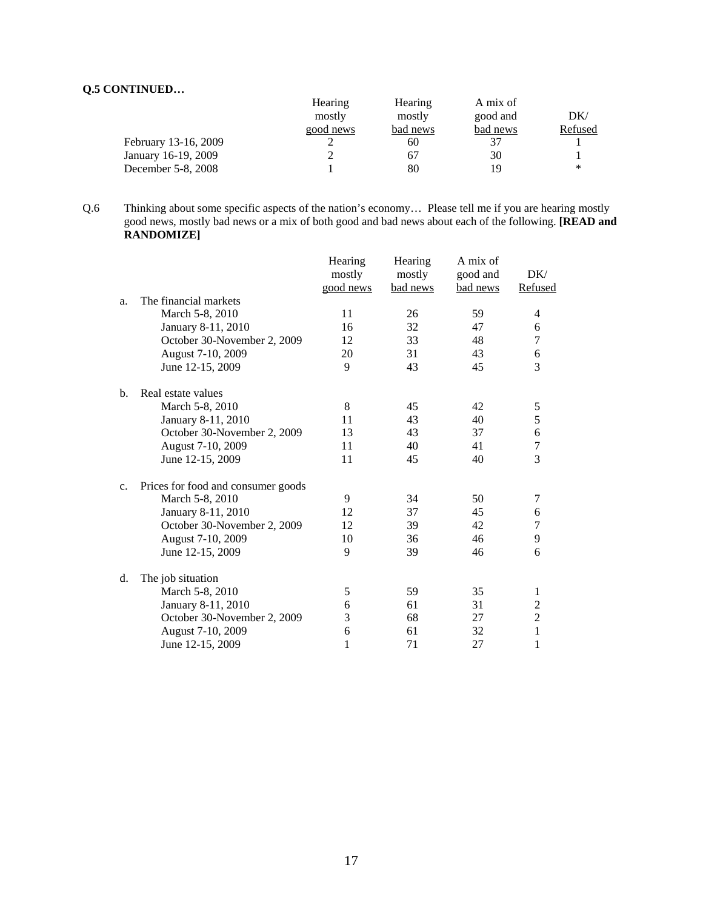**Q.5 CONTINUED…**

| | Hearing mostly good news | Hearing mostly bad news | A mix of good and bad news | DK/ Refused |
|---|---|---|---|---|
| February 13-16, 2009 | 2 | 60 | 37 | 1 |
| January 16-19, 2009 | 2 | 67 | 30 | 1 |
| December 5-8, 2008 | 1 | 80 | 19 | * |

Q.6 Thinking about some specific aspects of the nation's economy… Please tell me if you are hearing mostly good news, mostly bad news or a mix of both good and bad news about each of the following. **[READ and RANDOMIZE]**

| | Hearing mostly good news | Hearing mostly bad news | A mix of good and bad news | DK/ Refused |
|---|---|---|---|---|
| a. The financial markets | | | | |
| March 5-8, 2010 | 11 | 26 | 59 | 4 |
| January 8-11, 2010 | 16 | 32 | 47 | 6 |
| October 30-November 2, 2009 | 12 | 33 | 48 | 7 |
| August 7-10, 2009 | 20 | 31 | 43 | 6 |
| June 12-15, 2009 | 9 | 43 | 45 | 3 |
| b. Real estate values | | | | |
| March 5-8, 2010 | 8 | 45 | 42 | 5 |
| January 8-11, 2010 | 11 | 43 | 40 | 5 |
| October 30-November 2, 2009 | 13 | 43 | 37 | 6 |
| August 7-10, 2009 | 11 | 40 | 41 | 7 |
| June 12-15, 2009 | 11 | 45 | 40 | 3 |
| c. Prices for food and consumer goods | | | | |
| March 5-8, 2010 | 9 | 34 | 50 | 7 |
| January 8-11, 2010 | 12 | 37 | 45 | 6 |
| October 30-November 2, 2009 | 12 | 39 | 42 | 7 |
| August 7-10, 2009 | 10 | 36 | 46 | 9 |
| June 12-15, 2009 | 9 | 39 | 46 | 6 |
| d. The job situation | | | | |
| March 5-8, 2010 | 5 | 59 | 35 | 1 |
| January 8-11, 2010 | 6 | 61 | 31 | 2 |
| October 30-November 2, 2009 | 3 | 68 | 27 | 2 |
| August 7-10, 2009 | 6 | 61 | 32 | 1 |
| June 12-15, 2009 | 1 | 71 | 27 | 1 |